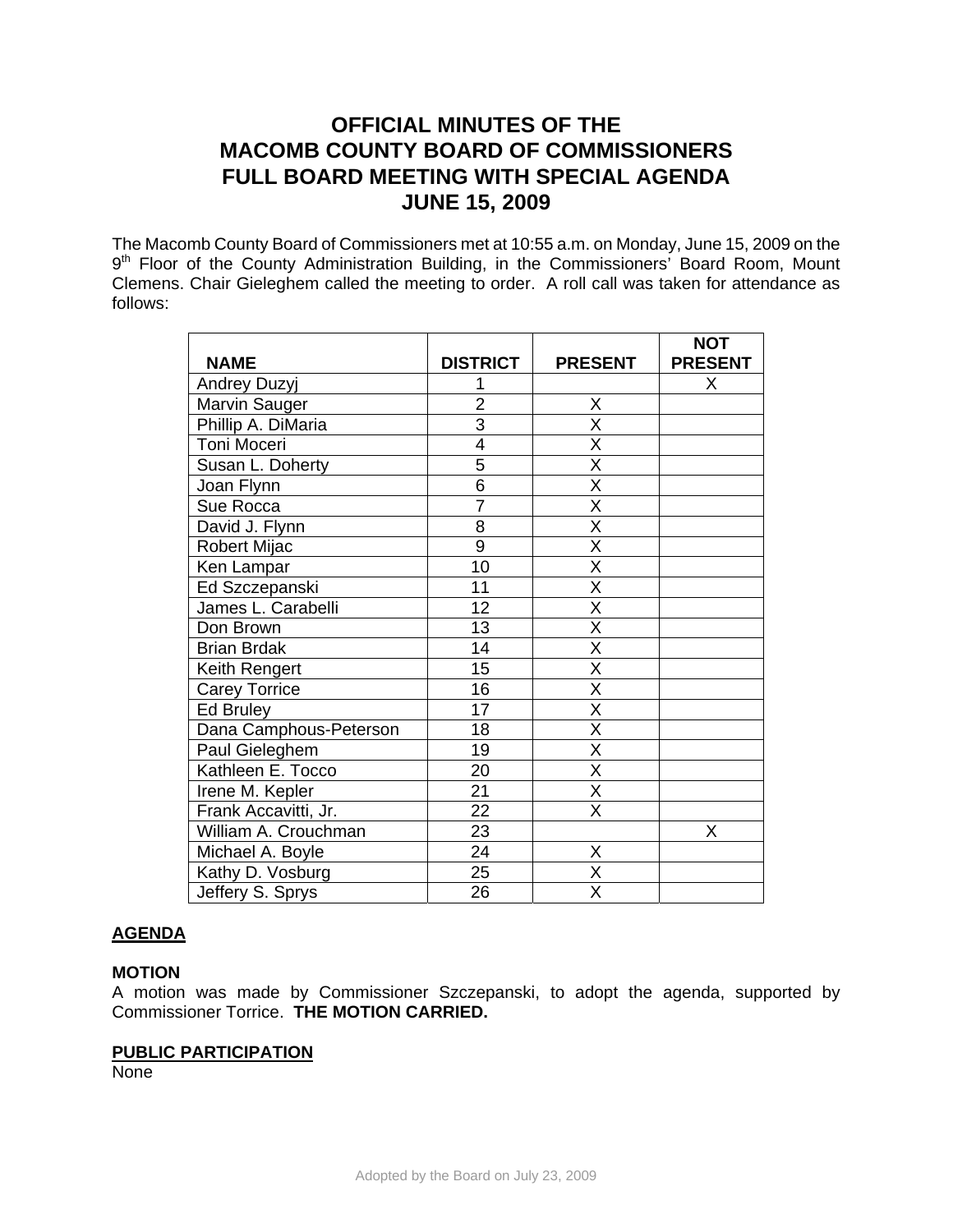# OFFICIAL MINUTES OF THE MACOMB COUNTY BOARD OF COMMISSIONERS FULL BOARD MEETING WITH SPECIAL AGENDA JUNE 15, 2009

The Macomb County Board of Commissioners met at 10:55 a.m. on Monday, June 15, 2009 on the 9th Floor of the County Administration Building, in the Commissioners' Board Room, Mount Clemens. Chair Gieleghem called the meeting to order. A roll call was taken for attendance as follows:

| NAME | DISTRICT | PRESENT | NOT PRESENT |
|---|---|---|---|
| Andrey Duzyj | 1 | | X |
| Marvin Sauger | 2 | X | |
| Phillip A. DiMaria | 3 | X | |
| Toni Moceri | 4 | X | |
| Susan L. Doherty | 5 | X | |
| Joan Flynn | 6 | X | |
| Sue Rocca | 7 | X | |
| David J. Flynn | 8 | X | |
| Robert Mijac | 9 | X | |
| Ken Lampar | 10 | X | |
| Ed Szczepanski | 11 | X | |
| James L. Carabelli | 12 | X | |
| Don Brown | 13 | X | |
| Brian Brdak | 14 | X | |
| Keith Rengert | 15 | X | |
| Carey Torrice | 16 | X | |
| Ed Bruley | 17 | X | |
| Dana Camphous-Peterson | 18 | X | |
| Paul Gieleghem | 19 | X | |
| Kathleen E. Tocco | 20 | X | |
| Irene M. Kepler | 21 | X | |
| Frank Accavitti, Jr. | 22 | X | |
| William A. Crouchman | 23 | | X |
| Michael A. Boyle | 24 | X | |
| Kathy D. Vosburg | 25 | X | |
| Jeffery S. Sprys | 26 | X | |

**AGENDA**

**MOTION**
A motion was made by Commissioner Szczepanski, to adopt the agenda, supported by Commissioner Torrice. **THE MOTION CARRIED.**

**PUBLIC PARTICIPATION**
None

Adopted by the Board on July 23, 2009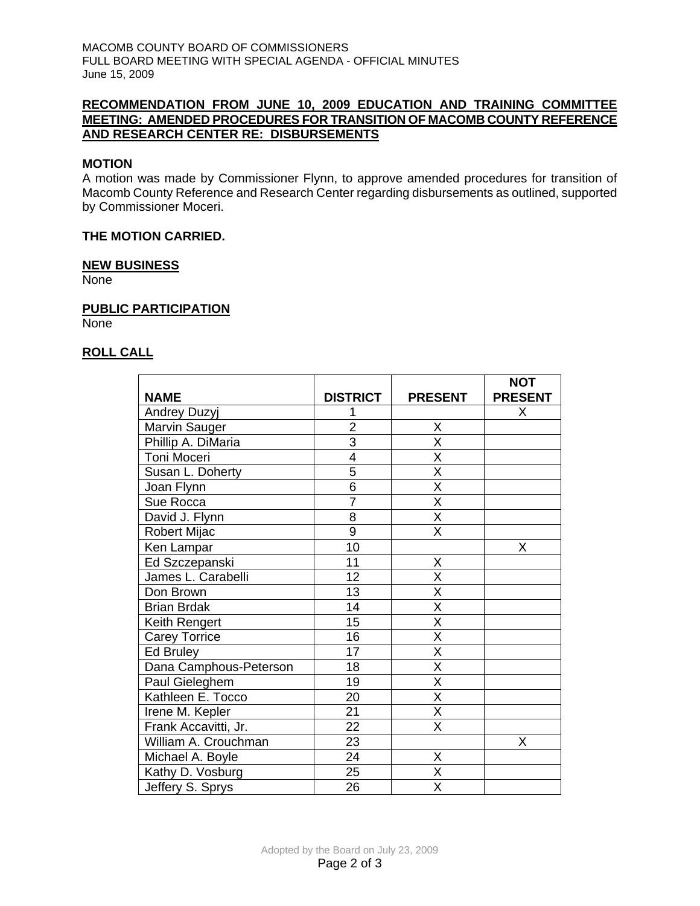**RECOMMENDATION FROM JUNE 10, 2009 EDUCATION AND TRAINING COMMITTEE MEETING: AMENDED PROCEDURES FOR TRANSITION OF MACOMB COUNTY REFERENCE AND RESEARCH CENTER RE: DISBURSEMENTS**

**MOTION**

A motion was made by Commissioner Flynn, to approve amended procedures for transition of Macomb County Reference and Research Center regarding disbursements as outlined, supported by Commissioner Moceri.

**THE MOTION CARRIED.**

**NEW BUSINESS**

None

**PUBLIC PARTICIPATION**

None

**ROLL CALL**

| NAME | DISTRICT | PRESENT | NOT PRESENT |
|---|---|---|---|
| Andrey Duzyj | 1 | | X |
| Marvin Sauger | 2 | X | |
| Phillip A. DiMaria | 3 | X | |
| Toni Moceri | 4 | X | |
| Susan L. Doherty | 5 | X | |
| Joan Flynn | 6 | X | |
| Sue Rocca | 7 | X | |
| David J. Flynn | 8 | X | |
| Robert Mijac | 9 | X | |
| Ken Lampar | 10 | | X |
| Ed Szczepanski | 11 | X | |
| James L. Carabelli | 12 | X | |
| Don Brown | 13 | X | |
| Brian Brdak | 14 | X | |
| Keith Rengert | 15 | X | |
| Carey Torrice | 16 | X | |
| Ed Bruley | 17 | X | |
| Dana Camphous-Peterson | 18 | X | |
| Paul Gieleghem | 19 | X | |
| Kathleen E. Tocco | 20 | X | |
| Irene M. Kepler | 21 | X | |
| Frank Accavitti, Jr. | 22 | X | |
| William A. Crouchman | 23 | | X |
| Michael A. Boyle | 24 | X | |
| Kathy D. Vosburg | 25 | X | |
| Jeffery S. Sprys | 26 | X | |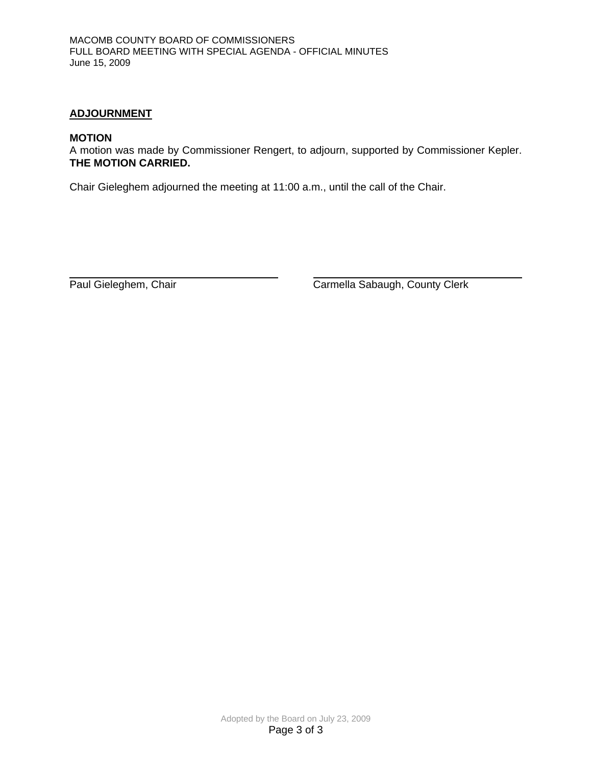## ADJOURNMENT

**MOTION**
A motion was made by Commissioner Rengert, to adjourn, supported by Commissioner Kepler.
**THE MOTION CARRIED.**

Chair Gieleghem adjourned the meeting at 11:00 a.m., until the call of the Chair.

Paul Gieleghem, Chair

Carmella Sabaugh, County Clerk

Adopted by the Board on July 23, 2009